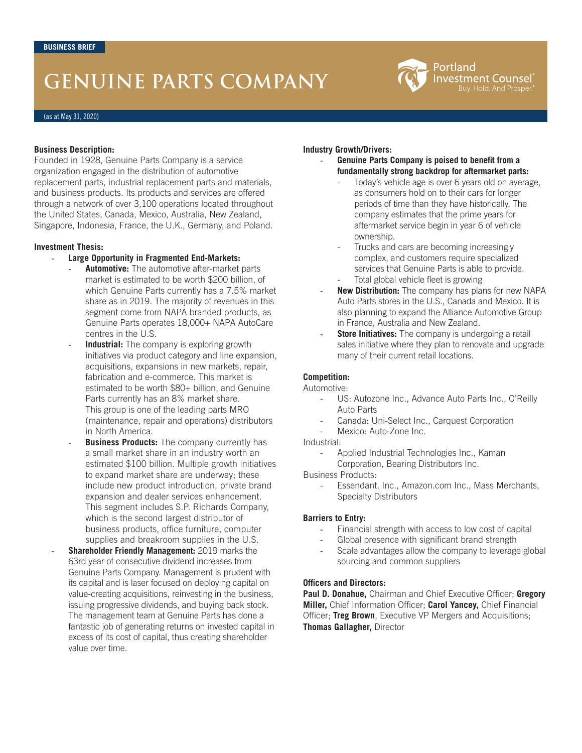BUSINESS BRIEF

# GENUINE PARTS COMPANY

Portland Investment Counsel®
Buy. Hold. And Prosper.®

(as at May 31, 2020)

**Business Description:**
Founded in 1928, Genuine Parts Company is a service organization engaged in the distribution of automotive replacement parts, industrial replacement parts and materials, and business products. Its products and services are offered through a network of over 3,100 operations located throughout the United States, Canada, Mexico, Australia, New Zealand, Singapore, Indonesia, France, the U.K., Germany, and Poland.

**Investment Thesis:**

- **Large Opportunity in Fragmented End-Markets:**
  - **Automotive:** The automotive after-market parts market is estimated to be worth $200 billion, of which Genuine Parts currently has a 7.5% market share as in 2019. The majority of revenues in this segment come from NAPA branded products, as Genuine Parts operates 18,000+ NAPA AutoCare centres in the U.S.
  - **Industrial:** The company is exploring growth initiatives via product category and line expansion, acquisitions, expansions in new markets, repair, fabrication and e-commerce. This market is estimated to be worth $80+ billion, and Genuine Parts currently has an 8% market share. This group is one of the leading parts MRO (maintenance, repair and operations) distributors in North America.
  - **Business Products:** The company currently has a small market share in an industry worth an estimated $100 billion. Multiple growth initiatives to expand market share are underway; these include new product introduction, private brand expansion and dealer services enhancement. This segment includes S.P. Richards Company, which is the second largest distributor of business products, office furniture, computer supplies and breakroom supplies in the U.S.
- **Shareholder Friendly Management:** 2019 marks the 63rd year of consecutive dividend increases from Genuine Parts Company. Management is prudent with its capital and is laser focused on deploying capital on value-creating acquisitions, reinvesting in the business, issuing progressive dividends, and buying back stock. The management team at Genuine Parts has done a fantastic job of generating returns on invested capital in excess of its cost of capital, thus creating shareholder value over time.

**Industry Growth/Drivers:**

- **Genuine Parts Company is poised to benefit from a fundamentally strong backdrop for aftermarket parts:**
  - Today's vehicle age is over 6 years old on average, as consumers hold on to their cars for longer periods of time than they have historically. The company estimates that the prime years for aftermarket service begin in year 6 of vehicle ownership.
  - Trucks and cars are becoming increasingly complex, and customers require specialized services that Genuine Parts is able to provide.
  - Total global vehicle fleet is growing
- **New Distribution:** The company has plans for new NAPA Auto Parts stores in the U.S., Canada and Mexico. It is also planning to expand the Alliance Automotive Group in France, Australia and New Zealand.
- **Store Initiatives:** The company is undergoing a retail sales initiative where they plan to renovate and upgrade many of their current retail locations.

**Competition:**

Automotive:

- US: Autozone Inc., Advance Auto Parts Inc., O'Reilly Auto Parts
- Canada: Uni-Select Inc., Carquest Corporation
- Mexico: Auto-Zone Inc.

Industrial:

- Applied Industrial Technologies Inc., Kaman Corporation, Bearing Distributors Inc.

Business Products:

- Essendant, Inc., Amazon.com Inc., Mass Merchants, Specialty Distributors

**Barriers to Entry:**

- Financial strength with access to low cost of capital
- Global presence with significant brand strength
- Scale advantages allow the company to leverage global sourcing and common suppliers

**Officers and Directors:**
**Paul D. Donahue,** Chairman and Chief Executive Officer; **Gregory Miller,** Chief Information Officer; **Carol Yancey,** Chief Financial Officer; **Treg Brown**, Executive VP Mergers and Acquisitions; **Thomas Gallagher,** Director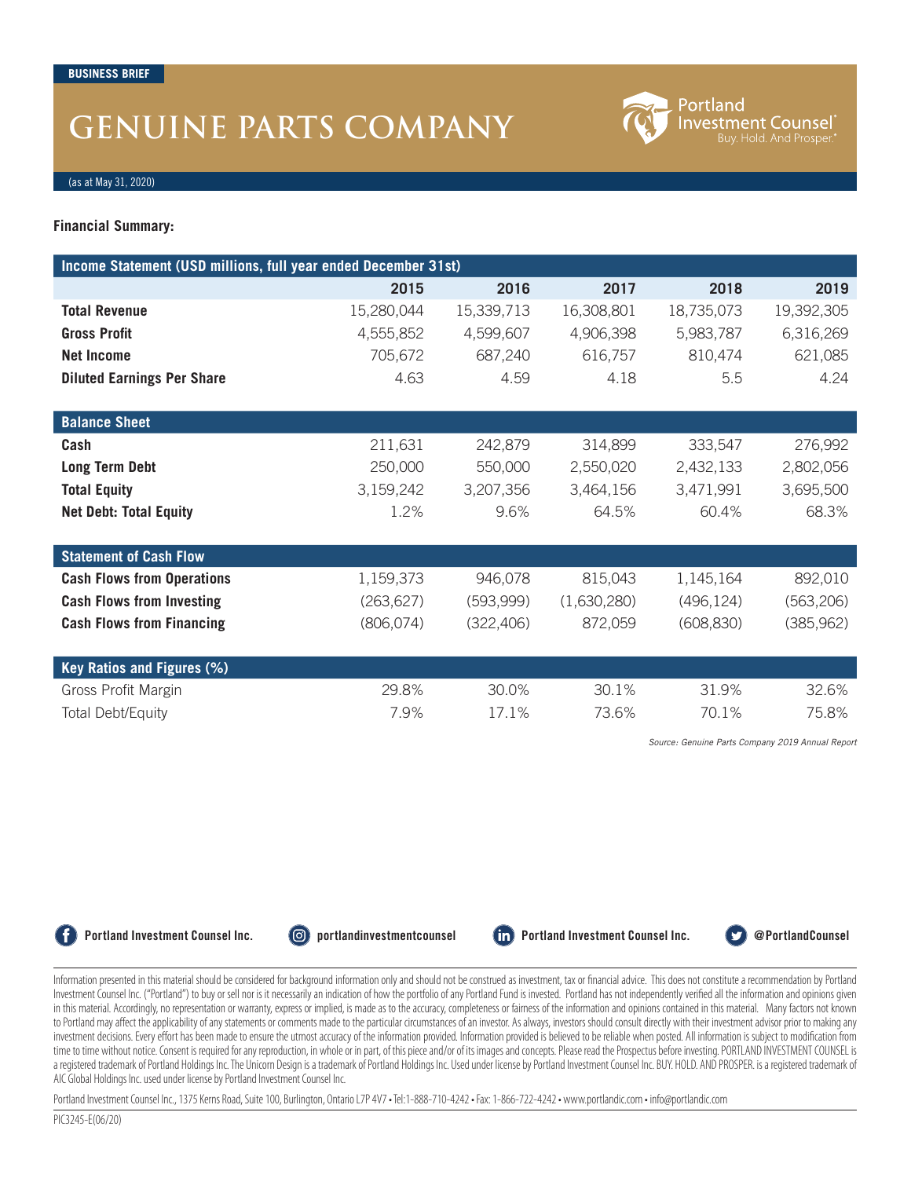BUSINESS BRIEF

# GENUINE PARTS COMPANY

Portland Investment Counsel® Buy. Hold. And Prosper.®

(as at May 31, 2020)

**Financial Summary:**

| Income Statement (USD millions, full year ended December 31st) | 2015 | 2016 | 2017 | 2018 | 2019 |
|---|---|---|---|---|---|
| **Total Revenue** | 15,280,044 | 15,339,713 | 16,308,801 | 18,735,073 | 19,392,305 |
| **Gross Profit** | 4,555,852 | 4,599,607 | 4,906,398 | 5,983,787 | 6,316,269 |
| **Net Income** | 705,672 | 687,240 | 616,757 | 810,474 | 621,085 |
| **Diluted Earnings Per Share** | 4.63 | 4.59 | 4.18 | 5.5 | 4.24 |
| **Balance Sheet** | | | | | |
| **Cash** | 211,631 | 242,879 | 314,899 | 333,547 | 276,992 |
| **Long Term Debt** | 250,000 | 550,000 | 2,550,020 | 2,432,133 | 2,802,056 |
| **Total Equity** | 3,159,242 | 3,207,356 | 3,464,156 | 3,471,991 | 3,695,500 |
| **Net Debt: Total Equity** | 1.2% | 9.6% | 64.5% | 60.4% | 68.3% |
| **Statement of Cash Flow** | | | | | |
| **Cash Flows from Operations** | 1,159,373 | 946,078 | 815,043 | 1,145,164 | 892,010 |
| **Cash Flows from Investing** | (263,627) | (593,999) | (1,630,280) | (496,124) | (563,206) |
| **Cash Flows from Financing** | (806,074) | (322,406) | 872,059 | (608,830) | (385,962) |
| **Key Ratios and Figures (%)** | | | | | |
| Gross Profit Margin | 29.8% | 30.0% | 30.1% | 31.9% | 32.6% |
| Total Debt/Equity | 7.9% | 17.1% | 73.6% | 70.1% | 75.8% |

*Source: Genuine Parts Company 2019 Annual Report*

**Portland Investment Counsel Inc.** **portlandinvestmentcounsel** **Portland Investment Counsel Inc.** **@PortlandCounsel**

Information presented in this material should be considered for background information only and should not be construed as investment, tax or financial advice. This does not constitute a recommendation by Portland Investment Counsel Inc. ("Portland") to buy or sell nor is it necessarily an indication of how the portfolio of any Portland Fund is invested. Portland has not independently verified all the information and opinions given in this material. Accordingly, no representation or warranty, express or implied, is made as to the accuracy, completeness or fairness of the information and opinions contained in this material. Many factors not known to Portland may affect the applicability of any statements or comments made to the particular circumstances of an investor. As always, investors should consult directly with their investment advisor prior to making any investment decisions. Every effort has been made to ensure the utmost accuracy of the information provided. Information provided is believed to be reliable when posted. All information is subject to modification from time to time without notice. Consent is required for any reproduction, in whole or in part, of this piece and/or of its images and concepts. Please read the Prospectus before investing. PORTLAND INVESTMENT COUNSEL is a registered trademark of Portland Holdings Inc. The Unicorn Design is a trademark of Portland Holdings Inc. Used under license by Portland Investment Counsel Inc. BUY. HOLD. AND PROSPER. is a registered trademark of AIC Global Holdings Inc. used under license by Portland Investment Counsel Inc.

Portland Investment Counsel Inc., 1375 Kerns Road, Suite 100, Burlington, Ontario L7P 4V7 • Tel:1-888-710-4242 • Fax: 1-866-722-4242 • www.portlandic.com • info@portlandic.com

PIC3245-E(06/20)